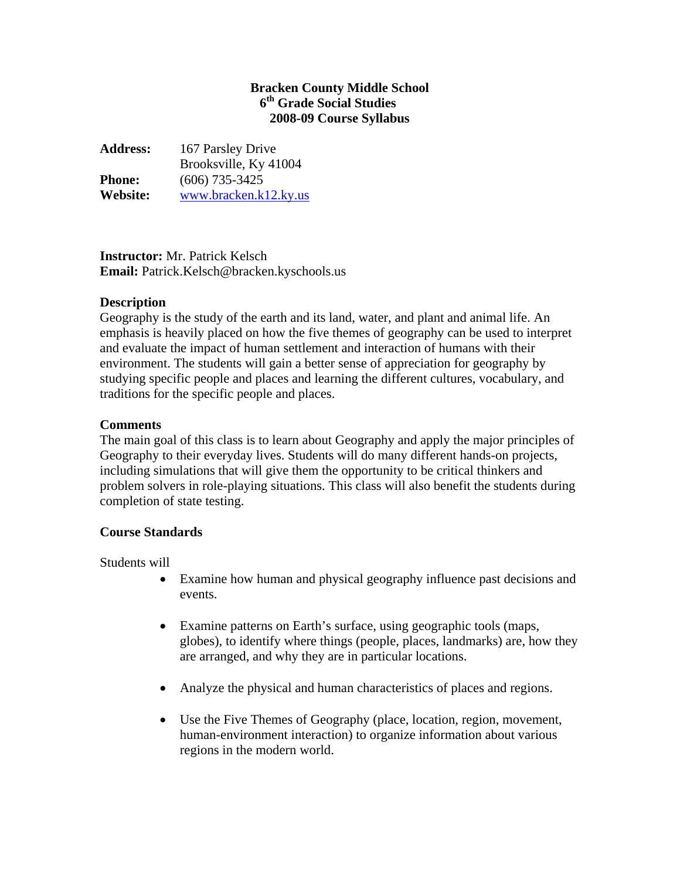# Bracken County Middle School
## 6th Grade Social Studies
## 2008-09 Course Syllabus

**Address:** 167 Parsley Drive
Brooksville, Ky 41004
**Phone:** (606) 735-3425
**Website:** www.bracken.k12.ky.us

**Instructor:** Mr. Patrick Kelsch
**Email:** Patrick.Kelsch@bracken.kyschools.us

### Description

Geography is the study of the earth and its land, water, and plant and animal life. An emphasis is heavily placed on how the five themes of geography can be used to interpret and evaluate the impact of human settlement and interaction of humans with their environment. The students will gain a better sense of appreciation for geography by studying specific people and places and learning the different cultures, vocabulary, and traditions for the specific people and places.

### Comments

The main goal of this class is to learn about Geography and apply the major principles of Geography to their everyday lives. Students will do many different hands-on projects, including simulations that will give them the opportunity to be critical thinkers and problem solvers in role-playing situations. This class will also benefit the students during completion of state testing.

### Course Standards

Students will

- Examine how human and physical geography influence past decisions and events.
- Examine patterns on Earth's surface, using geographic tools (maps, globes), to identify where things (people, places, landmarks) are, how they are arranged, and why they are in particular locations.
- Analyze the physical and human characteristics of places and regions.
- Use the Five Themes of Geography (place, location, region, movement, human-environment interaction) to organize information about various regions in the modern world.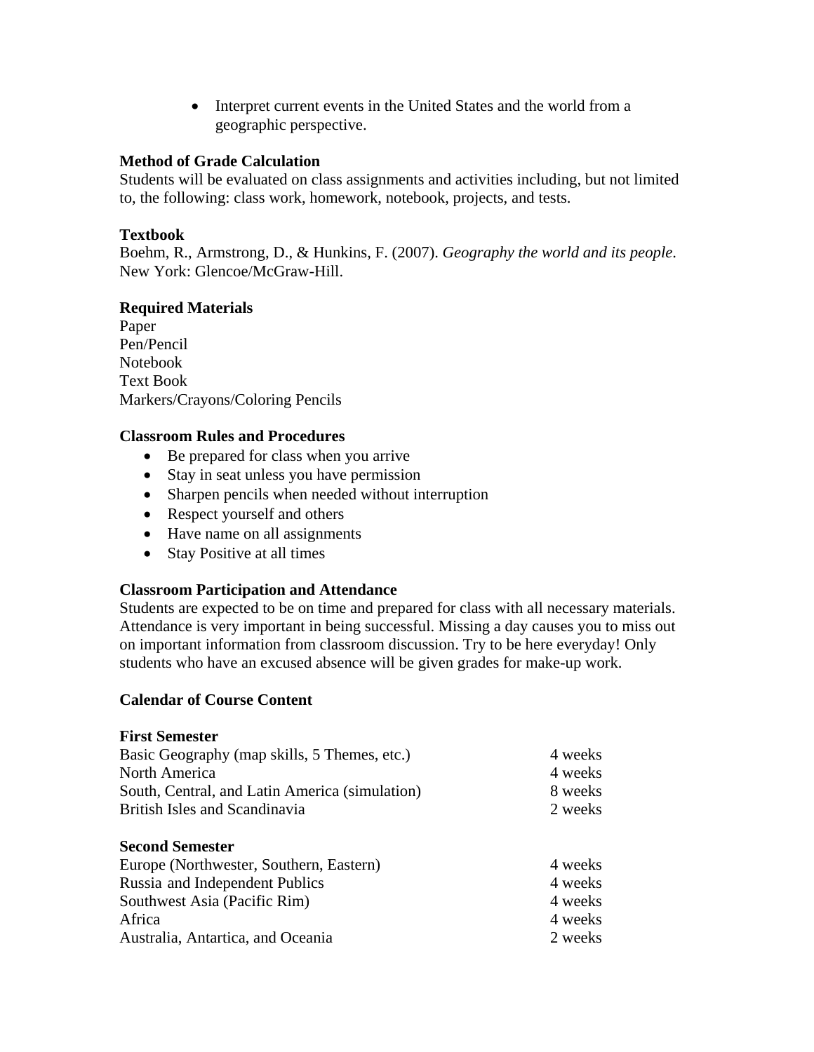- Interpret current events in the United States and the world from a geographic perspective.

**Method of Grade Calculation**

Students will be evaluated on class assignments and activities including, but not limited to, the following: class work, homework, notebook, projects, and tests.

**Textbook**

Boehm, R., Armstrong, D., & Hunkins, F. (2007). *Geography the world and its people*. New York: Glencoe/McGraw-Hill.

**Required Materials**

Paper
Pen/Pencil
Notebook
Text Book
Markers/Crayons/Coloring Pencils

**Classroom Rules and Procedures**

- Be prepared for class when you arrive
- Stay in seat unless you have permission
- Sharpen pencils when needed without interruption
- Respect yourself and others
- Have name on all assignments
- Stay Positive at all times

**Classroom Participation and Attendance**

Students are expected to be on time and prepared for class with all necessary materials. Attendance is very important in being successful. Missing a day causes you to miss out on important information from classroom discussion. Try to be here everyday! Only students who have an excused absence will be given grades for make-up work.

**Calendar of Course Content**

**First Semester**

| | |
|---|---|
| Basic Geography (map skills, 5 Themes, etc.) | 4 weeks |
| North America | 4 weeks |
| South, Central, and Latin America (simulation) | 8 weeks |
| British Isles and Scandinavia | 2 weeks |

**Second Semester**

| | |
|---|---|
| Europe (Northwester, Southern, Eastern) | 4 weeks |
| Russia and Independent Publics | 4 weeks |
| Southwest Asia (Pacific Rim) | 4 weeks |
| Africa | 4 weeks |
| Australia, Antartica, and Oceania | 2 weeks |